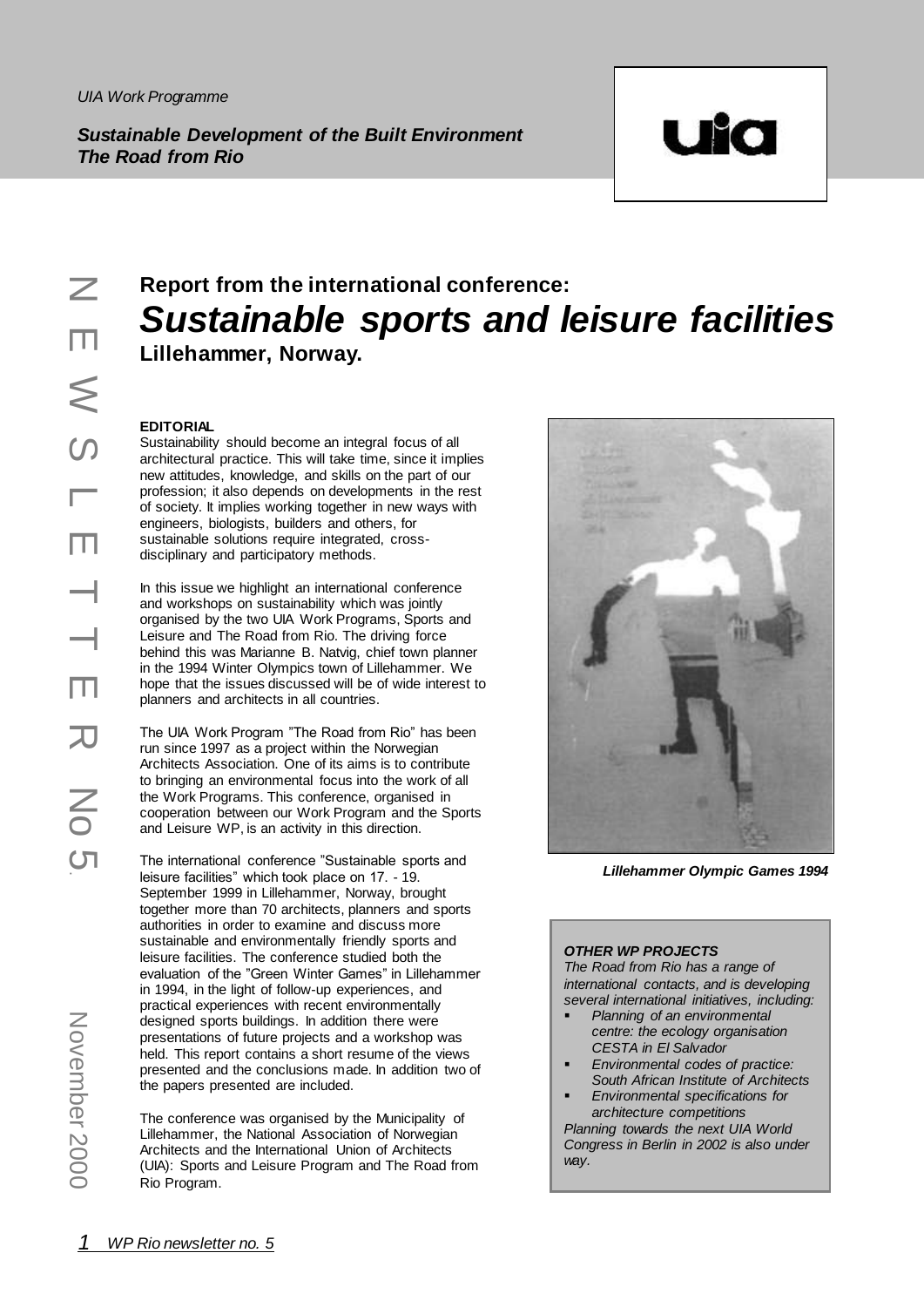UIA Work Programme

***Sustainable Development of the Built Environment***
***The Road from Rio***

NEWSLETTER No 5

November 2000

## Report from the international conference:

# *Sustainable sports and leisure facilities*

## Lillehammer, Norway.

**EDITORIAL**

Sustainability should become an integral focus of all architectural practice. This will take time, since it implies new attitudes, knowledge, and skills on the part of our profession; it also depends on developments in the rest of society. It implies working together in new ways with engineers, biologists, builders and others, for sustainable solutions require integrated, cross-disciplinary and participatory methods.

In this issue we highlight an international conference and workshops on sustainability which was jointly organised by the two UIA Work Programs, Sports and Leisure and The Road from Rio. The driving force behind this was Marianne B. Natvig, chief town planner in the 1994 Winter Olympics town of Lillehammer. We hope that the issues discussed will be of wide interest to planners and architects in all countries.

The UIA Work Program "The Road from Rio" has been run since 1997 as a project within the Norwegian Architects Association. One of its aims is to contribute to bringing an environmental focus into the work of all the Work Programs. This conference, organised in cooperation between our Work Program and the Sports and Leisure WP, is an activity in this direction.

The international conference "Sustainable sports and leisure facilities" which took place on 17. - 19. September 1999 in Lillehammer, Norway, brought together more than 70 architects, planners and sports authorities in order to examine and discuss more sustainable and environmentally friendly sports and leisure facilities. The conference studied both the evaluation of the "Green Winter Games" in Lillehammer in 1994, in the light of follow-up experiences, and practical experiences with recent environmentally designed sports buildings. In addition there were presentations of future projects and a workshop was held. This report contains a short resume of the views presented and the conclusions made. In addition two of the papers presented are included.

The conference was organised by the Municipality of Lillehammer, the National Association of Norwegian Architects and the International Union of Architects (UIA): Sports and Leisure Program and The Road from Rio Program.

***Lillehammer Olympic Games 1994***

***OTHER WP PROJECTS***

*The Road from Rio has a range of international contacts, and is developing several international initiatives, including:*

- *Planning of an environmental centre: the ecology organisation CESTA in El Salvador*
- *Environmental codes of practice: South African Institute of Architects*
- *Environmental specifications for architecture competitions*

*Planning towards the next UIA World Congress in Berlin in 2002 is also under way.*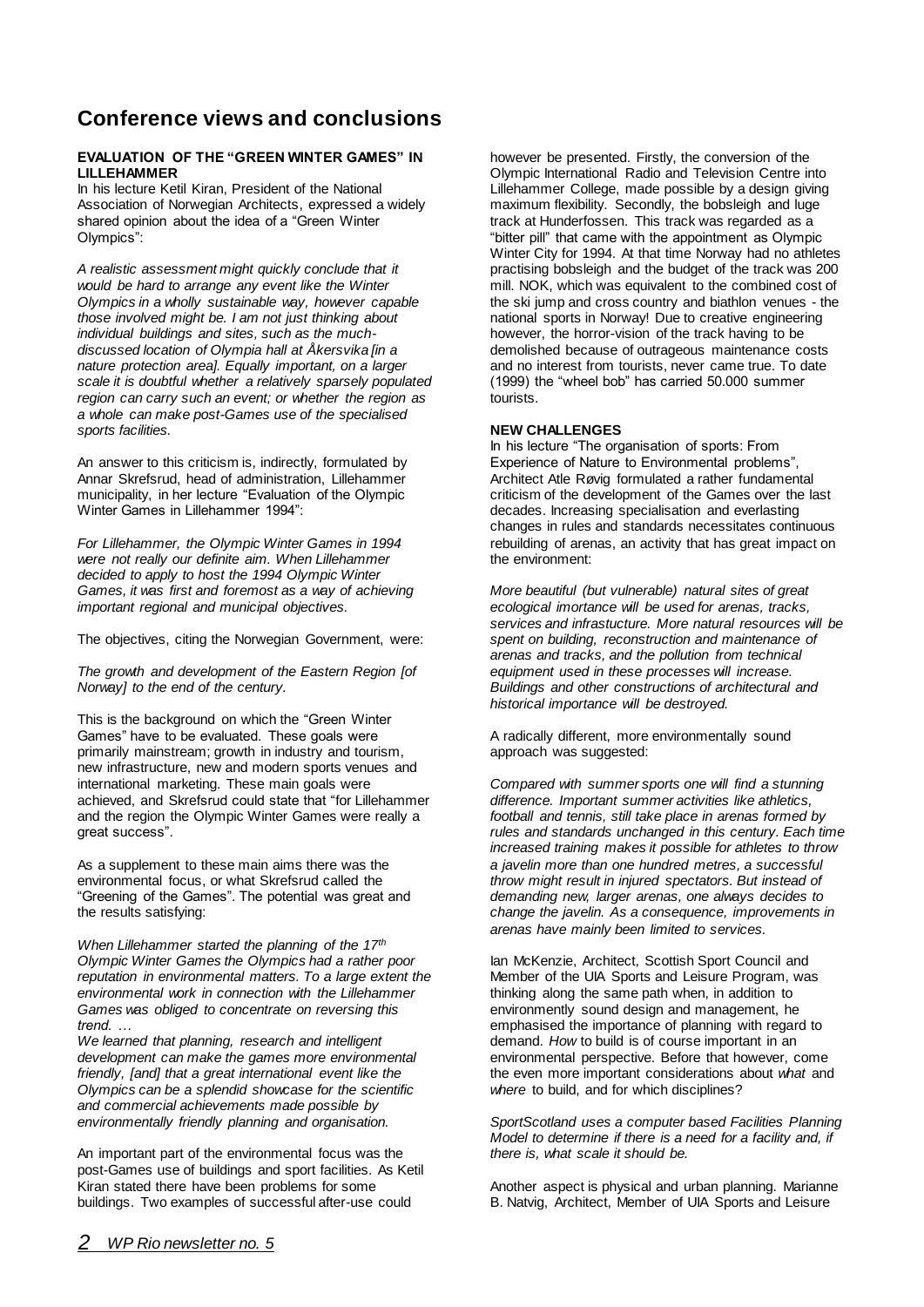# Conference views and conclusions

**EVALUATION OF THE "GREEN WINTER GAMES" IN LILLEHAMMER**

In his lecture Ketil Kiran, President of the National Association of Norwegian Architects, expressed a widely shared opinion about the idea of a "Green Winter Olympics":

*A realistic assessment might quickly conclude that it would be hard to arrange any event like the Winter Olympics in a wholly sustainable way, however capable those involved might be. I am not just thinking about individual buildings and sites, such as the much-discussed location of Olympia hall at Åkersvika [in a nature protection area]. Equally important, on a larger scale it is doubtful whether a relatively sparsely populated region can carry such an event; or whether the region as a whole can make post-Games use of the specialised sports facilities.*

An answer to this criticism is, indirectly, formulated by Annar Skrefsrud, head of administration, Lillehammer municipality, in her lecture "Evaluation of the Olympic Winter Games in Lillehammer 1994":

*For Lillehammer, the Olympic Winter Games in 1994 were not really our definite aim. When Lillehammer decided to apply to host the 1994 Olympic Winter Games, it was first and foremost as a way of achieving important regional and municipal objectives.*

The objectives, citing the Norwegian Government, were:

*The growth and development of the Eastern Region [of Norway] to the end of the century.*

This is the background on which the "Green Winter Games" have to be evaluated. These goals were primarily mainstream; growth in industry and tourism, new infrastructure, new and modern sports venues and international marketing. These main goals were achieved, and Skrefsrud could state that "for Lillehammer and the region the Olympic Winter Games were really a great success".

As a supplement to these main aims there was the environmental focus, or what Skrefsrud called the "Greening of the Games". The potential was great and the results satisfying:

*When Lillehammer started the planning of the 17th Olympic Winter Games the Olympics had a rather poor reputation in environmental matters. To a large extent the environmental work in connection with the Lillehammer Games was obliged to concentrate on reversing this trend. …*
*We learned that planning, research and intelligent development can make the games more environmental friendly, [and] that a great international event like the Olympics can be a splendid showcase for the scientific and commercial achievements made possible by environmentally friendly planning and organisation.*

An important part of the environmental focus was the post-Games use of buildings and sport facilities. As Ketil Kiran stated there have been problems for some buildings. Two examples of successful after-use could however be presented. Firstly, the conversion of the Olympic International Radio and Television Centre into Lillehammer College, made possible by a design giving maximum flexibility. Secondly, the bobsleigh and luge track at Hunderfossen. This track was regarded as a "bitter pill" that came with the appointment as Olympic Winter City for 1994. At that time Norway had no athletes practising bobsleigh and the budget of the track was 200 mill. NOK, which was equivalent to the combined cost of the ski jump and cross country and biathlon venues - the national sports in Norway! Due to creative engineering however, the horror-vision of the track having to be demolished because of outrageous maintenance costs and no interest from tourists, never came true. To date (1999) the "wheel bob" has carried 50.000 summer tourists.

**NEW CHALLENGES**

In his lecture "The organisation of sports: From Experience of Nature to Environmental problems", Architect Atle Røvig formulated a rather fundamental criticism of the development of the Games over the last decades. Increasing specialisation and everlasting changes in rules and standards necessitates continuous rebuilding of arenas, an activity that has great impact on the environment:

*More beautiful (but vulnerable) natural sites of great ecological imortance will be used for arenas, tracks, services and infrastucture. More natural resources will be spent on building, reconstruction and maintenance of arenas and tracks, and the pollution from technical equipment used in these processes will increase. Buildings and other constructions of architectural and historical importance will be destroyed.*

A radically different, more environmentally sound approach was suggested:

*Compared with summer sports one will find a stunning difference. Important summer activities like athletics, football and tennis, still take place in arenas formed by rules and standards unchanged in this century. Each time increased training makes it possible for athletes to throw a javelin more than one hundred metres, a successful throw might result in injured spectators. But instead of demanding new, larger arenas, one always decides to change the javelin. As a consequence, improvements in arenas have mainly been limited to services.*

Ian McKenzie, Architect, Scottish Sport Council and Member of the UIA Sports and Leisure Program, was thinking along the same path when, in addition to environmently sound design and management, he emphasised the importance of planning with regard to demand. *How* to build is of course important in an environmental perspective. Before that however, come the even more important considerations about *what* and *where* to build, and for which disciplines?

*SportScotland uses a computer based Facilities Planning Model to determine if there is a need for a facility and, if there is, what scale it should be.*

Another aspect is physical and urban planning. Marianne B. Natvig, Architect, Member of UIA Sports and Leisure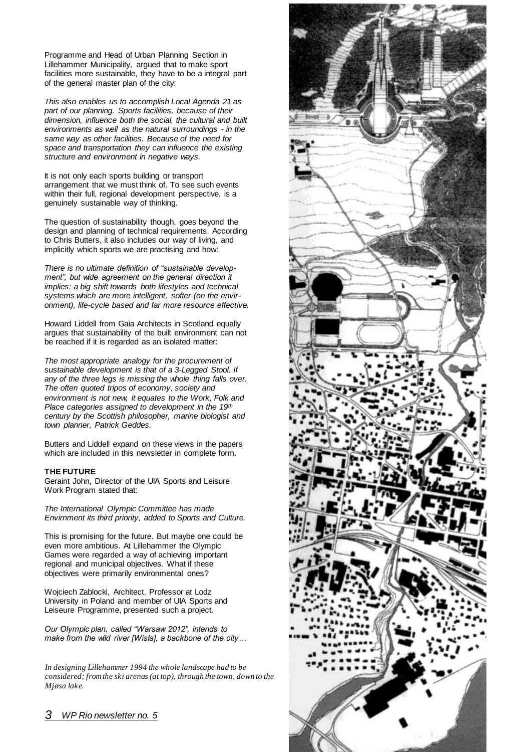Programme and Head of Urban Planning Section in Lillehammer Municipality, argued that to make sport facilities more sustainable, they have to be a integral part of the general master plan of the city:

*This also enables us to accomplish Local Agenda 21 as part of our planning. Sports facilities, because of their dimension, influence both the social, the cultural and built environments as well as the natural surroundings - in the same way as other facilities. Because of the need for space and transportation they can influence the existing structure and environment in negative ways.*

It is not only each sports building or transport arrangement that we must think of. To see such events within their full, regional development perspective, is a genuinely sustainable way of thinking.

The question of sustainability though, goes beyond the design and planning of technical requirements. According to Chris Butters, it also includes our way of living, and implicitly which sports we are practising and how:

*There is no ultimate definition of "sustainable development", but wide agreement on the general direction it implies: a big shift towards both lifestyles and technical systems which are more intelligent, softer (on the environment), life-cycle based and far more resource effective.*

Howard Liddell from Gaia Architects in Scotland equally argues that sustainability of the built environment can not be reached if it is regarded as an isolated matter:

*The most appropriate analogy for the procurement of sustainable development is that of a 3-Legged Stool. If any of the three legs is missing the whole thing falls over. The often quoted tripos of economy, society and environment is not new, it equates to the Work, Folk and Place categories assigned to development in the 19th century by the Scottish philosopher, marine biologist and town planner, Patrick Geddes.*

Butters and Liddell expand on these views in the papers which are included in this newsletter in complete form.

**THE FUTURE**

Geraint John, Director of the UIA Sports and Leisure Work Program stated that:

*The International Olympic Committee has made Envirnment its third priority, added to Sports and Culture.*

This is promising for the future. But maybe one could be even more ambitious. At Lillehammer the Olympic Games were regarded a way of achieving important regional and municipal objectives. What if these objectives were primarily environmental ones?

Wojciech Zablocki, Architect, Professor at Lodz University in Poland and member of UIA Sports and Leiseure Programme, presented such a project.

*Our Olympic plan, called "Warsaw 2012", intends to make from the wild river [Wisla], a backbone of the city…*

*In designing Lillehammer 1994 the whole landscape had to be considered; from the ski arenas (at top), through the town, down to the Mjøsa lake.*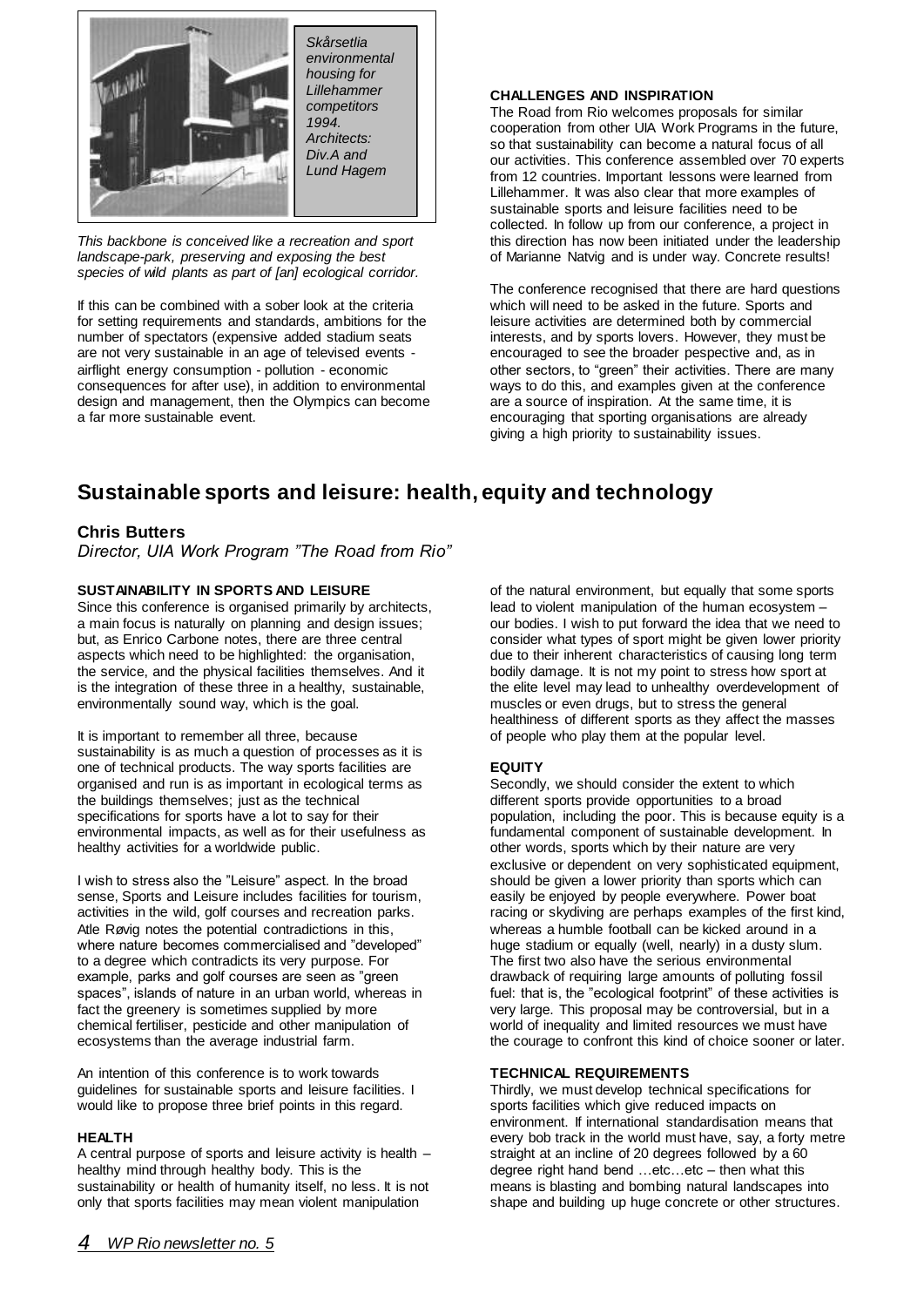*Skårsetlia environmental housing for Lillehammer competitors 1994. Architects: Div.A and Lund Hagem*

*This backbone is conceived like a recreation and sport landscape-park, preserving and exposing the best species of wild plants as part of [an] ecological corridor.*

If this can be combined with a sober look at the criteria for setting requirements and standards, ambitions for the number of spectators (expensive added stadium seats are not very sustainable in an age of televised events - airflight energy consumption - pollution - economic consequences for after use), in addition to environmental design and management, then the Olympics can become a far more sustainable event.

**CHALLENGES AND INSPIRATION**

The Road from Rio welcomes proposals for similar cooperation from other UIA Work Programs in the future, so that sustainability can become a natural focus of all our activities. This conference assembled over 70 experts from 12 countries. Important lessons were learned from Lillehammer. It was also clear that more examples of sustainable sports and leisure facilities need to be collected. In follow up from our conference, a project in this direction has now been initiated under the leadership of Marianne Natvig and is under way. Concrete results!

The conference recognised that there are hard questions which will need to be asked in the future. Sports and leisure activities are determined both by commercial interests, and by sports lovers. However, they must be encouraged to see the broader pespective and, as in other sectors, to "green" their activities. There are many ways to do this, and examples given at the conference are a source of inspiration. At the same time, it is encouraging that sporting organisations are already giving a high priority to sustainability issues.

## Sustainable sports and leisure: health, equity and technology

### Chris Butters

*Director, UIA Work Program "The Road from Rio"*

**SUSTAINABILITY IN SPORTS AND LEISURE**

Since this conference is organised primarily by architects, a main focus is naturally on planning and design issues; but, as Enrico Carbone notes, there are three central aspects which need to be highlighted: the organisation, the service, and the physical facilities themselves. And it is the integration of these three in a healthy, sustainable, environmentally sound way, which is the goal.

It is important to remember all three, because sustainability is as much a question of processes as it is one of technical products. The way sports facilities are organised and run is as important in ecological terms as the buildings themselves; just as the technical specifications for sports have a lot to say for their environmental impacts, as well as for their usefulness as healthy activities for a worldwide public.

I wish to stress also the "Leisure" aspect. In the broad sense, Sports and Leisure includes facilities for tourism, activities in the wild, golf courses and recreation parks. Atle Røvig notes the potential contradictions in this, where nature becomes commercialised and "developed" to a degree which contradicts its very purpose. For example, parks and golf courses are seen as "green spaces", islands of nature in an urban world, whereas in fact the greenery is sometimes supplied by more chemical fertiliser, pesticide and other manipulation of ecosystems than the average industrial farm.

An intention of this conference is to work towards guidelines for sustainable sports and leisure facilities. I would like to propose three brief points in this regard.

**HEALTH**

A central purpose of sports and leisure activity is health – healthy mind through healthy body. This is the sustainability or health of humanity itself, no less. It is not only that sports facilities may mean violent manipulation of the natural environment, but equally that some sports lead to violent manipulation of the human ecosystem – our bodies. I wish to put forward the idea that we need to consider what types of sport might be given lower priority due to their inherent characteristics of causing long term bodily damage. It is not my point to stress how sport at the elite level may lead to unhealthy overdevelopment of muscles or even drugs, but to stress the general healthiness of different sports as they affect the masses of people who play them at the popular level.

**EQUITY**

Secondly, we should consider the extent to which different sports provide opportunities to a broad population, including the poor. This is because equity is a fundamental component of sustainable development. In other words, sports which by their nature are very exclusive or dependent on very sophisticated equipment, should be given a lower priority than sports which can easily be enjoyed by people everywhere. Power boat racing or skydiving are perhaps examples of the first kind, whereas a humble football can be kicked around in a huge stadium or equally (well, nearly) in a dusty slum. The first two also have the serious environmental drawback of requiring large amounts of polluting fossil fuel: that is, the "ecological footprint" of these activities is very large. This proposal may be controversial, but in a world of inequality and limited resources we must have the courage to confront this kind of choice sooner or later.

**TECHNICAL REQUIREMENTS**

Thirdly, we must develop technical specifications for sports facilities which give reduced impacts on environment. If international standardisation means that every bob track in the world must have, say, a forty metre straight at an incline of 20 degrees followed by a 60 degree right hand bend …etc…etc – then what this means is blasting and bombing natural landscapes into shape and building up huge concrete or other structures.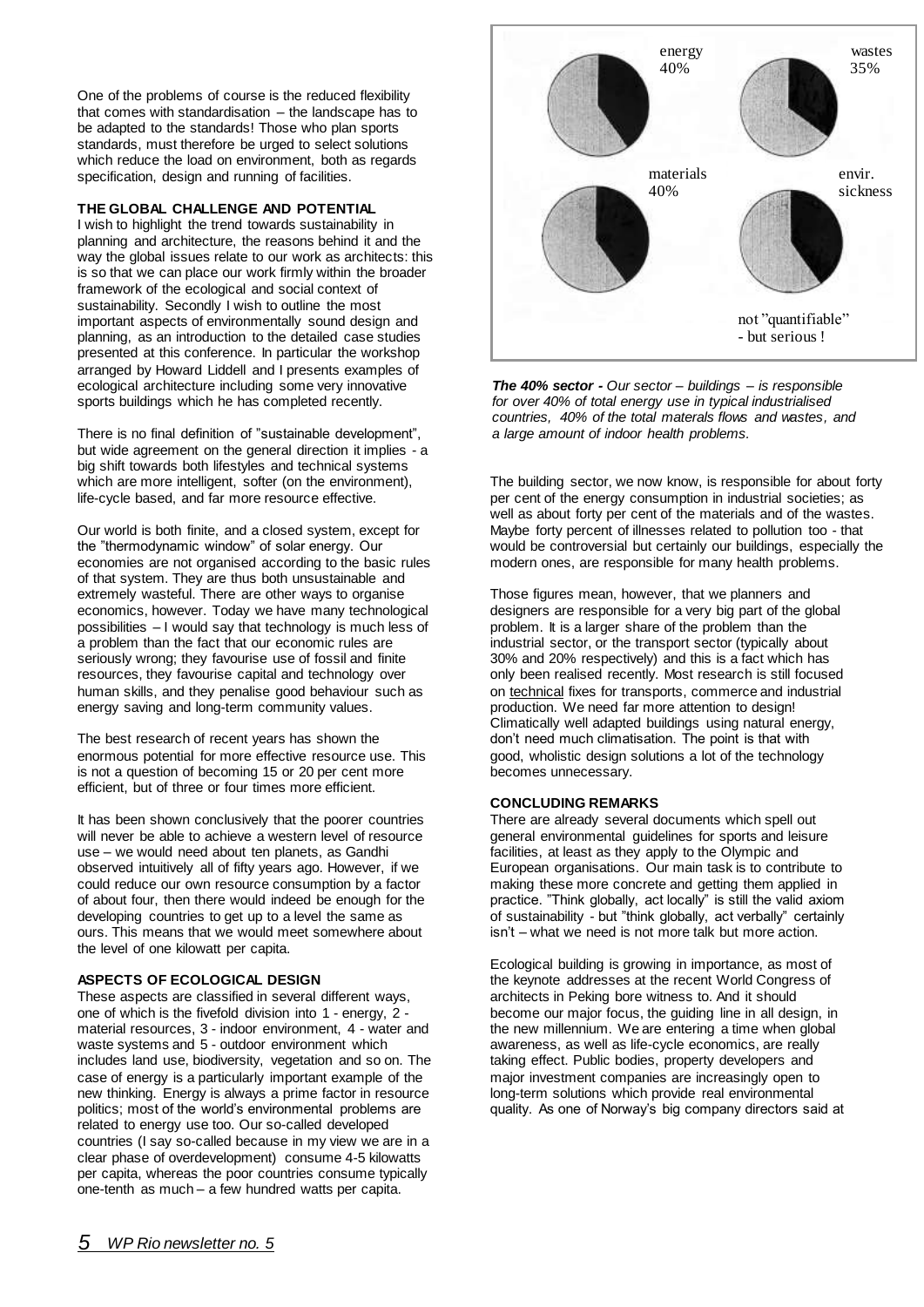One of the problems of course is the reduced flexibility that comes with standardisation – the landscape has to be adapted to the standards! Those who plan sports standards, must therefore be urged to select solutions which reduce the load on environment, both as regards specification, design and running of facilities.

**THE GLOBAL CHALLENGE AND POTENTIAL**

I wish to highlight the trend towards sustainability in planning and architecture, the reasons behind it and the way the global issues relate to our work as architects: this is so that we can place our work firmly within the broader framework of the ecological and social context of sustainability. Secondly I wish to outline the most important aspects of environmentally sound design and planning, as an introduction to the detailed case studies presented at this conference. In particular the workshop arranged by Howard Liddell and I presents examples of ecological architecture including some very innovative sports buildings which he has completed recently.

There is no final definition of "sustainable development", but wide agreement on the general direction it implies - a big shift towards both lifestyles and technical systems which are more intelligent, softer (on the environment), life-cycle based, and far more resource effective.

Our world is both finite, and a closed system, except for the "thermodynamic window" of solar energy. Our economies are not organised according to the basic rules of that system. They are thus both unsustainable and extremely wasteful. There are other ways to organise economics, however. Today we have many technological possibilities – I would say that technology is much less of a problem than the fact that our economic rules are seriously wrong; they favourise use of fossil and finite resources, they favourise capital and technology over human skills, and they penalise good behaviour such as energy saving and long-term community values.

The best research of recent years has shown the enormous potential for more effective resource use. This is not a question of becoming 15 or 20 per cent more efficient, but of three or four times more efficient.

It has been shown conclusively that the poorer countries will never be able to achieve a western level of resource use – we would need about ten planets, as Gandhi observed intuitively all of fifty years ago. However, if we could reduce our own resource consumption by a factor of about four, then there would indeed be enough for the developing countries to get up to a level the same as ours. This means that we would meet somewhere about the level of one kilowatt per capita.

**ASPECTS OF ECOLOGICAL DESIGN**

These aspects are classified in several different ways, one of which is the fivefold division into 1 - energy, 2 - material resources, 3 - indoor environment, 4 - water and waste systems and 5 - outdoor environment which includes land use, biodiversity, vegetation and so on. The case of energy is a particularly important example of the new thinking. Energy is always a prime factor in resource politics; most of the world's environmental problems are related to energy use too. Our so-called developed countries (I say so-called because in my view we are in a clear phase of overdevelopment) consume 4-5 kilowatts per capita, whereas the poor countries consume typically one-tenth as much – a few hundred watts per capita.

energy 40% | wastes 35% | materials 40% | envir. sickness | not "quantifiable" - but serious !

***The 40% sector** - Our sector – buildings – is responsible for over 40% of total energy use in typical industrialised countries, 40% of the total materals flows and wastes, and a large amount of indoor health problems.*

The building sector, we now know, is responsible for about forty per cent of the energy consumption in industrial societies; as well as about forty per cent of the materials and of the wastes. Maybe forty percent of illnesses related to pollution too - that would be controversial but certainly our buildings, especially the modern ones, are responsible for many health problems.

Those figures mean, however, that we planners and designers are responsible for a very big part of the global problem. It is a larger share of the problem than the industrial sector, or the transport sector (typically about 30% and 20% respectively) and this is a fact which has only been realised recently. Most research is still focused on technical fixes for transports, commerce and industrial production. We need far more attention to design! Climatically well adapted buildings using natural energy, don't need much climatisation. The point is that with good, wholistic design solutions a lot of the technology becomes unnecessary.

**CONCLUDING REMARKS**

There are already several documents which spell out general environmental guidelines for sports and leisure facilities, at least as they apply to the Olympic and European organisations. Our main task is to contribute to making these more concrete and getting them applied in practice. "Think globally, act locally" is still the valid axiom of sustainability - but "think globally, act verbally" certainly isn't – what we need is not more talk but more action.

Ecological building is growing in importance, as most of the keynote addresses at the recent World Congress of architects in Peking bore witness to. And it should become our major focus, the guiding line in all design, in the new millennium. We are entering a time when global awareness, as well as life-cycle economics, are really taking effect. Public bodies, property developers and major investment companies are increasingly open to long-term solutions which provide real environmental quality. As one of Norway's big company directors said at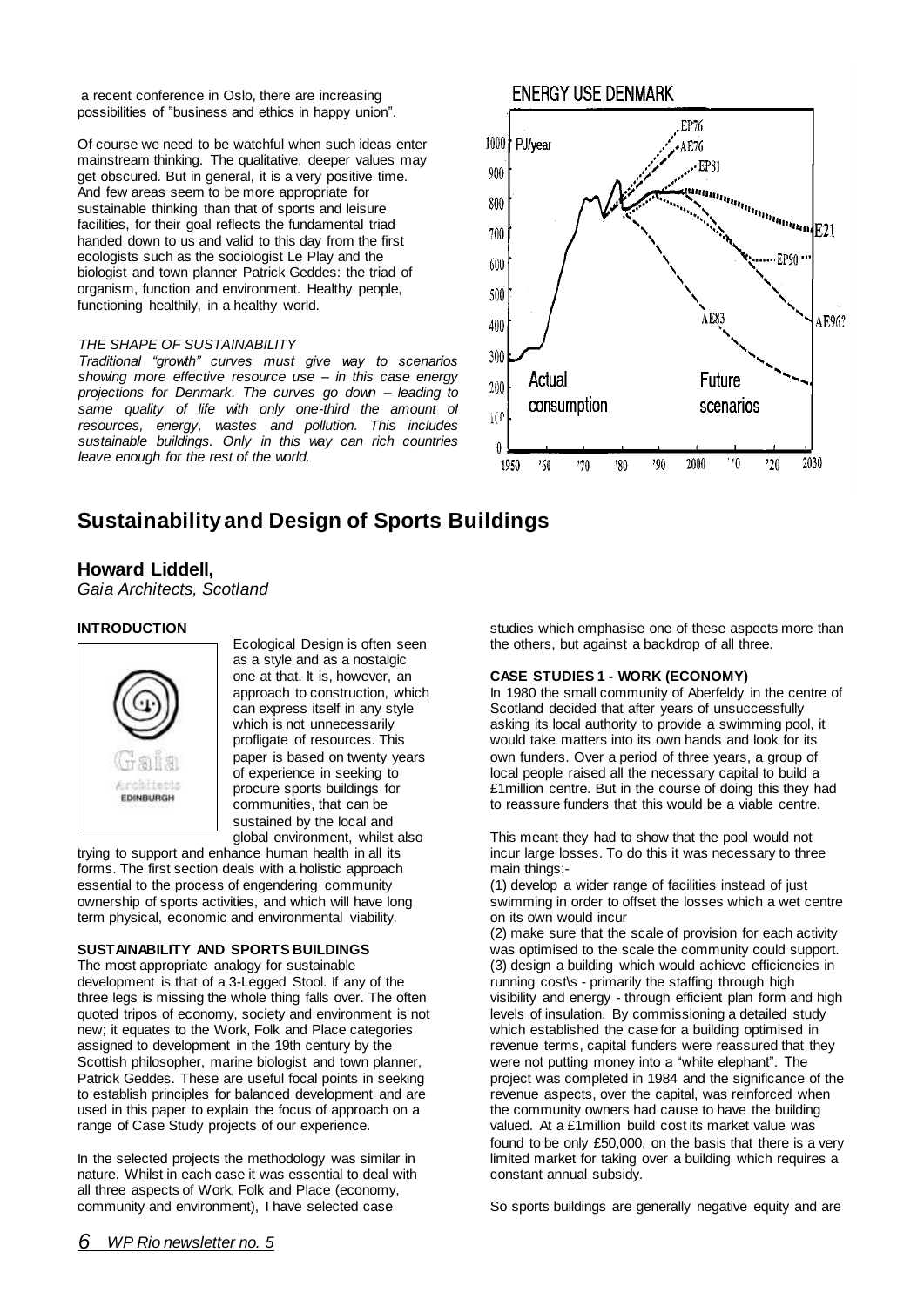a recent conference in Oslo, there are increasing possibilities of "business and ethics in happy union".

Of course we need to be watchful when such ideas enter mainstream thinking. The qualitative, deeper values may get obscured. But in general, it is a very positive time. And few areas seem to be more appropriate for sustainable thinking than that of sports and leisure facilities, for their goal reflects the fundamental triad handed down to us and valid to this day from the first ecologists such as the sociologist Le Play and the biologist and town planner Patrick Geddes: the triad of organism, function and environment. Healthy people, functioning healthily, in a healthy world.

*THE SHAPE OF SUSTAINABILITY*

*Traditional "growth" curves must give way to scenarios showing more effective resource use – in this case energy projections for Denmark. The curves go down – leading to same quality of life with only one-third the amount of resources, energy, wastes and pollution. This includes sustainable buildings. Only in this way can rich countries leave enough for the rest of the world.*

ENERGY USE DENMARK

# Sustainability and Design of Sports Buildings

## Howard Liddell,

*Gaia Architects, Scotland*

### INTRODUCTION

Ecological Design is often seen as a style and as a nostalgic one at that. It is, however, an approach to construction, which can express itself in any style which is not unnecessarily profligate of resources. This paper is based on twenty years of experience in seeking to procure sports buildings for communities, that can be sustained by the local and global environment, whilst also trying to support and enhance human health in all its forms. The first section deals with a holistic approach essential to the process of engendering community ownership of sports activities, and which will have long term physical, economic and environmental viability.

### SUSTAINABILITY AND SPORTS BUILDINGS

The most appropriate analogy for sustainable development is that of a 3-Legged Stool. If any of the three legs is missing the whole thing falls over. The often quoted tripos of economy, society and environment is not new; it equates to the Work, Folk and Place categories assigned to development in the 19th century by the Scottish philosopher, marine biologist and town planner, Patrick Geddes. These are useful focal points in seeking to establish principles for balanced development and are used in this paper to explain the focus of approach on a range of Case Study projects of our experience.

In the selected projects the methodology was similar in nature. Whilst in each case it was essential to deal with all three aspects of Work, Folk and Place (economy, community and environment), I have selected case studies which emphasise one of these aspects more than the others, but against a backdrop of all three.

### CASE STUDIES 1 - WORK (ECONOMY)

In 1980 the small community of Aberfeldy in the centre of Scotland decided that after years of unsuccessfully asking its local authority to provide a swimming pool, it would take matters into its own hands and look for its own funders. Over a period of three years, a group of local people raised all the necessary capital to build a £1million centre. But in the course of doing this they had to reassure funders that this would be a viable centre.

This meant they had to show that the pool would not incur large losses. To do this it was necessary to three main things:-

(1) develop a wider range of facilities instead of just swimming in order to offset the losses which a wet centre on its own would incur

(2) make sure that the scale of provision for each activity was optimised to the scale the community could support.

(3) design a building which would achieve efficiencies in running cost\s - primarily the staffing through high visibility and energy - through efficient plan form and high levels of insulation. By commissioning a detailed study which established the case for a building optimised in revenue terms, capital funders were reassured that they were not putting money into a "white elephant". The project was completed in 1984 and the significance of the revenue aspects, over the capital, was reinforced when the community owners had cause to have the building valued. At a £1million build cost its market value was found to be only £50,000, on the basis that there is a very limited market for taking over a building which requires a constant annual subsidy.

So sports buildings are generally negative equity and are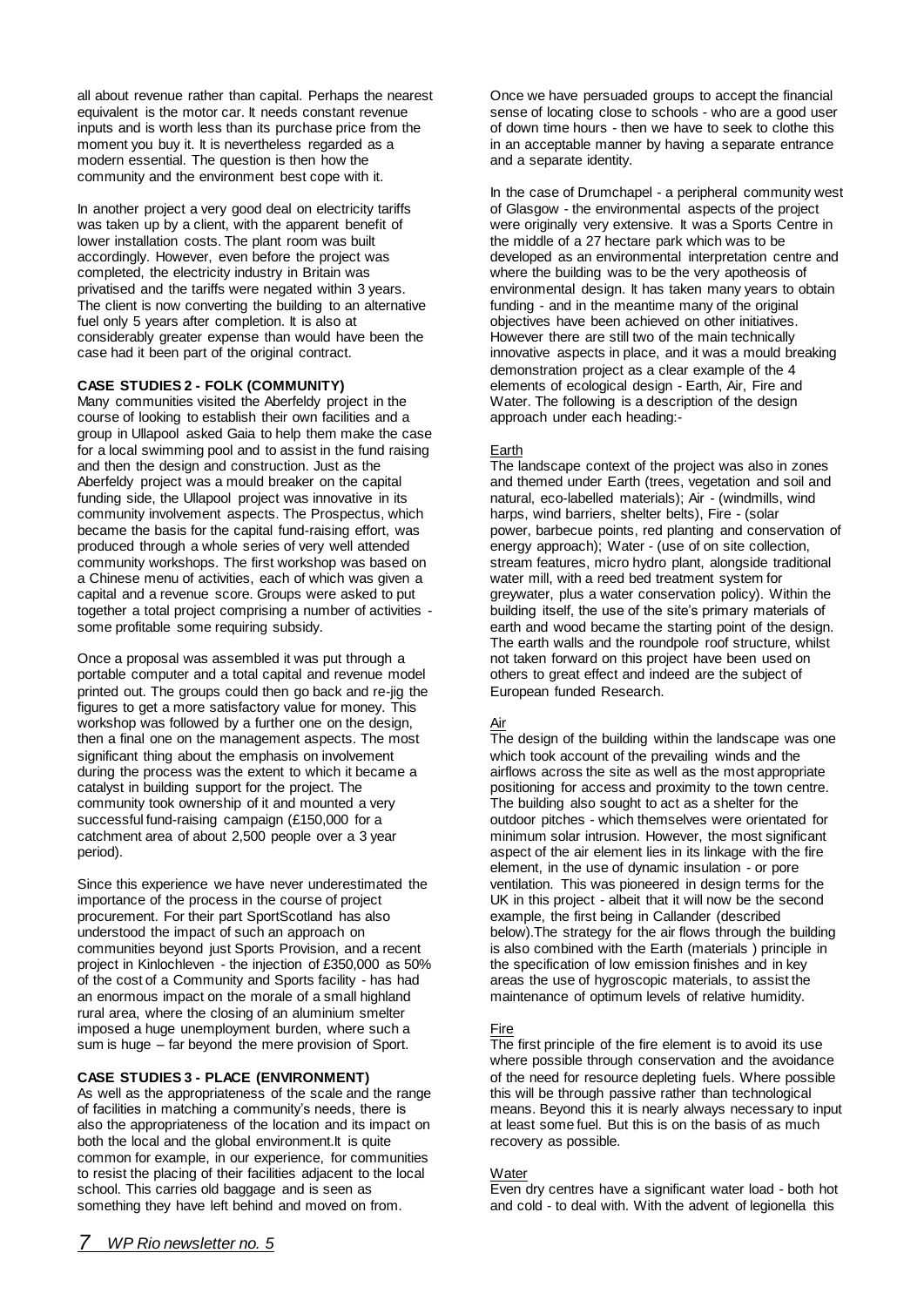all about revenue rather than capital. Perhaps the nearest equivalent is the motor car. It needs constant revenue inputs and is worth less than its purchase price from the moment you buy it. It is nevertheless regarded as a modern essential. The question is then how the community and the environment best cope with it.

In another project a very good deal on electricity tariffs was taken up by a client, with the apparent benefit of lower installation costs. The plant room was built accordingly. However, even before the project was completed, the electricity industry in Britain was privatised and the tariffs were negated within 3 years. The client is now converting the building to an alternative fuel only 5 years after completion. It is also at considerably greater expense than would have been the case had it been part of the original contract.

**CASE STUDIES 2 - FOLK (COMMUNITY)**

Many communities visited the Aberfeldy project in the course of looking to establish their own facilities and a group in Ullapool asked Gaia to help them make the case for a local swimming pool and to assist in the fund raising and then the design and construction. Just as the Aberfeldy project was a mould breaker on the capital funding side, the Ullapool project was innovative in its community involvement aspects. The Prospectus, which became the basis for the capital fund-raising effort, was produced through a whole series of very well attended community workshops. The first workshop was based on a Chinese menu of activities, each of which was given a capital and a revenue score. Groups were asked to put together a total project comprising a number of activities - some profitable some requiring subsidy.

Once a proposal was assembled it was put through a portable computer and a total capital and revenue model printed out. The groups could then go back and re-jig the figures to get a more satisfactory value for money. This workshop was followed by a further one on the design, then a final one on the management aspects. The most significant thing about the emphasis on involvement during the process was the extent to which it became a catalyst in building support for the project. The community took ownership of it and mounted a very successful fund-raising campaign (£150,000 for a catchment area of about 2,500 people over a 3 year period).

Since this experience we have never underestimated the importance of the process in the course of project procurement. For their part SportScotland has also understood the impact of such an approach on communities beyond just Sports Provision, and a recent project in Kinlochleven - the injection of £350,000 as 50% of the cost of a Community and Sports facility - has had an enormous impact on the morale of a small highland rural area, where the closing of an aluminium smelter imposed a huge unemployment burden, where such a sum is huge – far beyond the mere provision of Sport.

**CASE STUDIES 3 - PLACE (ENVIRONMENT)**

As well as the appropriateness of the scale and the range of facilities in matching a community's needs, there is also the appropriateness of the location and its impact on both the local and the global environment.It is quite common for example, in our experience, for communities to resist the placing of their facilities adjacent to the local school. This carries old baggage and is seen as something they have left behind and moved on from.

Once we have persuaded groups to accept the financial sense of locating close to schools - who are a good user of down time hours - then we have to seek to clothe this in an acceptable manner by having a separate entrance and a separate identity.

In the case of Drumchapel - a peripheral community west of Glasgow - the environmental aspects of the project were originally very extensive. It was a Sports Centre in the middle of a 27 hectare park which was to be developed as an environmental interpretation centre and where the building was to be the very apotheosis of environmental design. It has taken many years to obtain funding - and in the meantime many of the original objectives have been achieved on other initiatives. However there are still two of the main technically innovative aspects in place, and it was a mould breaking demonstration project as a clear example of the 4 elements of ecological design - Earth, Air, Fire and Water. The following is a description of the design approach under each heading:-

Earth

The landscape context of the project was also in zones and themed under Earth (trees, vegetation and soil and natural, eco-labelled materials); Air - (windmills, wind harps, wind barriers, shelter belts), Fire - (solar power, barbecue points, red planting and conservation of energy approach); Water - (use of on site collection, stream features, micro hydro plant, alongside traditional water mill, with a reed bed treatment system for greywater, plus a water conservation policy). Within the building itself, the use of the site's primary materials of earth and wood became the starting point of the design. The earth walls and the roundpole roof structure, whilst not taken forward on this project have been used on others to great effect and indeed are the subject of European funded Research.

Air

The design of the building within the landscape was one which took account of the prevailing winds and the airflows across the site as well as the most appropriate positioning for access and proximity to the town centre. The building also sought to act as a shelter for the outdoor pitches - which themselves were orientated for minimum solar intrusion. However, the most significant aspect of the air element lies in its linkage with the fire element, in the use of dynamic insulation - or pore ventilation. This was pioneered in design terms for the UK in this project - albeit that it will now be the second example, the first being in Callander (described below).The strategy for the air flows through the building is also combined with the Earth (materials ) principle in the specification of low emission finishes and in key areas the use of hygroscopic materials, to assist the maintenance of optimum levels of relative humidity.

Fire

The first principle of the fire element is to avoid its use where possible through conservation and the avoidance of the need for resource depleting fuels. Where possible this will be through passive rather than technological means. Beyond this it is nearly always necessary to input at least some fuel. But this is on the basis of as much recovery as possible.

Water

Even dry centres have a significant water load - both hot and cold - to deal with. With the advent of legionella this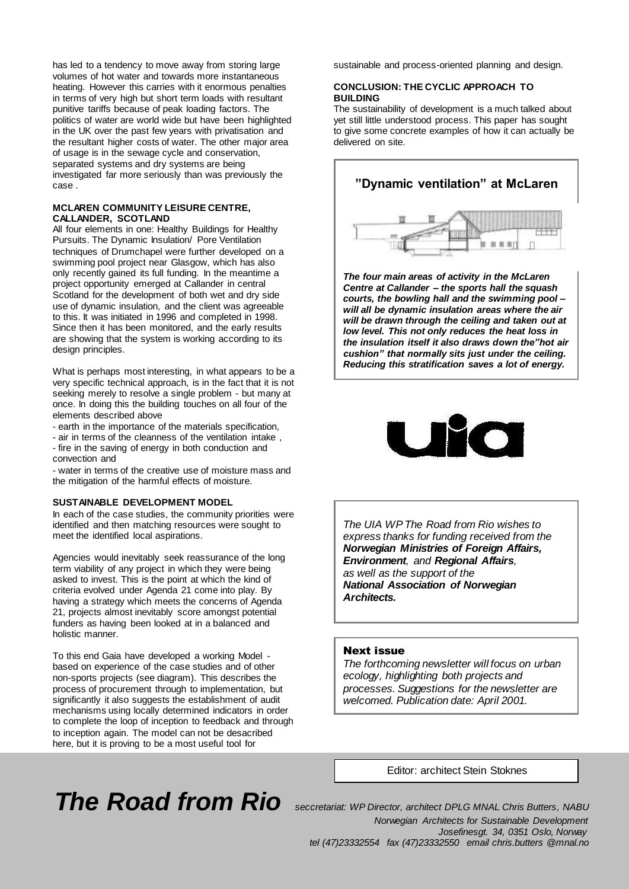has led to a tendency to move away from storing large volumes of hot water and towards more instantaneous heating. However this carries with it enormous penalties in terms of very high but short term loads with resultant punitive tariffs because of peak loading factors. The politics of water are world wide but have been highlighted in the UK over the past few years with privatisation and the resultant higher costs of water. The other major area of usage is in the sewage cycle and conservation, separated systems and dry systems are being investigated far more seriously than was previously the case .

#### MCLAREN COMMUNITY LEISURE CENTRE, CALLANDER, SCOTLAND

All four elements in one: Healthy Buildings for Healthy Pursuits. The Dynamic Insulation/ Pore Ventilation techniques of Drumchapel were further developed on a swimming pool project near Glasgow, which has also only recently gained its full funding. In the meantime a project opportunity emerged at Callander in central Scotland for the development of both wet and dry side use of dynamic insulation, and the client was agreeable to this. It was initiated in 1996 and completed in 1998. Since then it has been monitored, and the early results are showing that the system is working according to its design principles.

What is perhaps most interesting, in what appears to be a very specific technical approach, is in the fact that it is not seeking merely to resolve a single problem - but many at once. In doing this the building touches on all four of the elements described above

- earth in the importance of the materials specification,
- air in terms of the cleanness of the ventilation intake ,
- fire in the saving of energy in both conduction and convection and
- water in terms of the creative use of moisture mass and the mitigation of the harmful effects of moisture.

#### SUSTAINABLE DEVELOPMENT MODEL

In each of the case studies, the community priorities were identified and then matching resources were sought to meet the identified local aspirations.

Agencies would inevitably seek reassurance of the long term viability of any project in which they were being asked to invest. This is the point at which the kind of criteria evolved under Agenda 21 come into play. By having a strategy which meets the concerns of Agenda 21, projects almost inevitably score amongst potential funders as having been looked at in a balanced and holistic manner.

To this end Gaia have developed a working Model - based on experience of the case studies and of other non-sports projects (see diagram). This describes the process of procurement through to implementation, but significantly it also suggests the establishment of audit mechanisms using locally determined indicators in order to complete the loop of inception to feedback and through to inception again. The model can not be desacribed here, but it is proving to be a most useful tool for sustainable and process-oriented planning and design.

#### CONCLUSION: THE CYCLIC APPROACH TO BUILDING

The sustainability of development is a much talked about yet still little understood process. This paper has sought to give some concrete examples of how it can actually be delivered on site.

### "Dynamic ventilation" at McLaren

***The four main areas of activity in the McLaren Centre at Callander – the sports hall the squash courts, the bowling hall and the swimming pool – will all be dynamic insulation areas where the air will be drawn through the ceiling and taken out at low level. This not only reduces the heat loss in the insulation itself it also draws down the"hot air cushion" that normally sits just under the ceiling. Reducing this stratification saves a lot of energy.***

uia

*The UIA WP The Road from Rio wishes to express thanks for funding received from the **Norwegian Ministries of Foreign Affairs, Environment**, and **Regional Affairs**, as well as the support of the **National Association of Norwegian Architects.***

#### Next issue

*The forthcoming newsletter will focus on urban ecology, highlighting both projects and processes. Suggestions for the newsletter are welcomed. Publication date: April 2001.*

Editor: architect Stein Stoknes

# *The Road from Rio*

*seccretariat: WP Director, architect DPLG MNAL Chris Butters, NABU Norwegian Architects for Sustainable Development Josefinesgt. 34, 0351 Oslo, Norway tel (47)23332554 fax (47)23332550 email chris.butters @mnal.no*